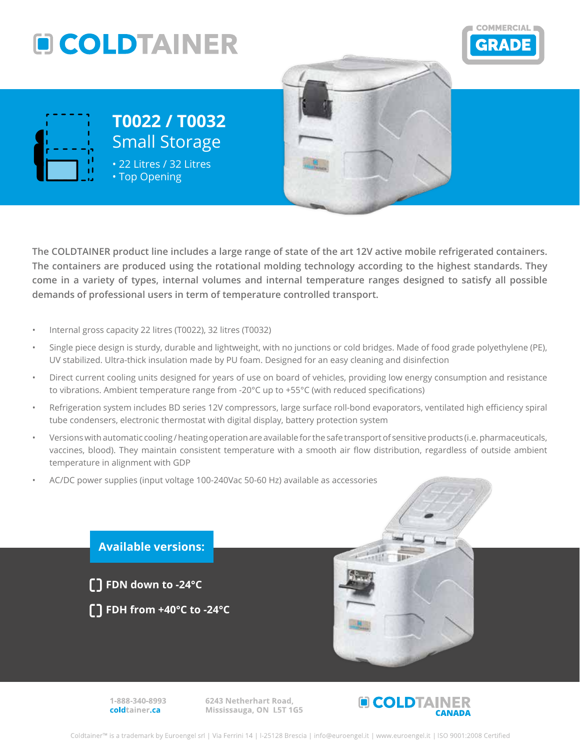# COLDTAINER

COMMERCIAL GRADE

## T0022 / T0032
### Small Storage

- 22 Litres / 32 Litres
- Top Opening

**The COLDTAINER product line includes a large range of state of the art 12V active mobile refrigerated containers. The containers are produced using the rotational molding technology according to the highest standards. They come in a variety of types, internal volumes and internal temperature ranges designed to satisfy all possible demands of professional users in term of temperature controlled transport.**

- Internal gross capacity 22 litres (T0022), 32 litres (T0032)
- Single piece design is sturdy, durable and lightweight, with no junctions or cold bridges. Made of food grade polyethylene (PE), UV stabilized. Ultra-thick insulation made by PU foam. Designed for an easy cleaning and disinfection
- Direct current cooling units designed for years of use on board of vehicles, providing low energy consumption and resistance to vibrations. Ambient temperature range from -20°C up to +55°C (with reduced specifications)
- Refrigeration system includes BD series 12V compressors, large surface roll-bond evaporators, ventilated high efficiency spiral tube condensers, electronic thermostat with digital display, battery protection system
- Versions with automatic cooling / heating operation are available for the safe transport of sensitive products (i.e. pharmaceuticals, vaccines, blood). They maintain consistent temperature with a smooth air flow distribution, regardless of outside ambient temperature in alignment with GDP
- AC/DC power supplies (input voltage 100-240Vac 50-60 Hz) available as accessories

**Available versions:**

- **FDN down to -24°C**
- **FDH from +40°C to -24°C**

1-888-340-8993
coldtainer.ca

6243 Netherhart Road,
Mississauga, ON L5T 1G5

COLDTAINER CANADA

Coldtainer™ is a trademark by Euroengel srl | Via Ferrini 14 | I-25128 Brescia | info@euroengel.it | www.euroengel.it | ISO 9001:2008 Certified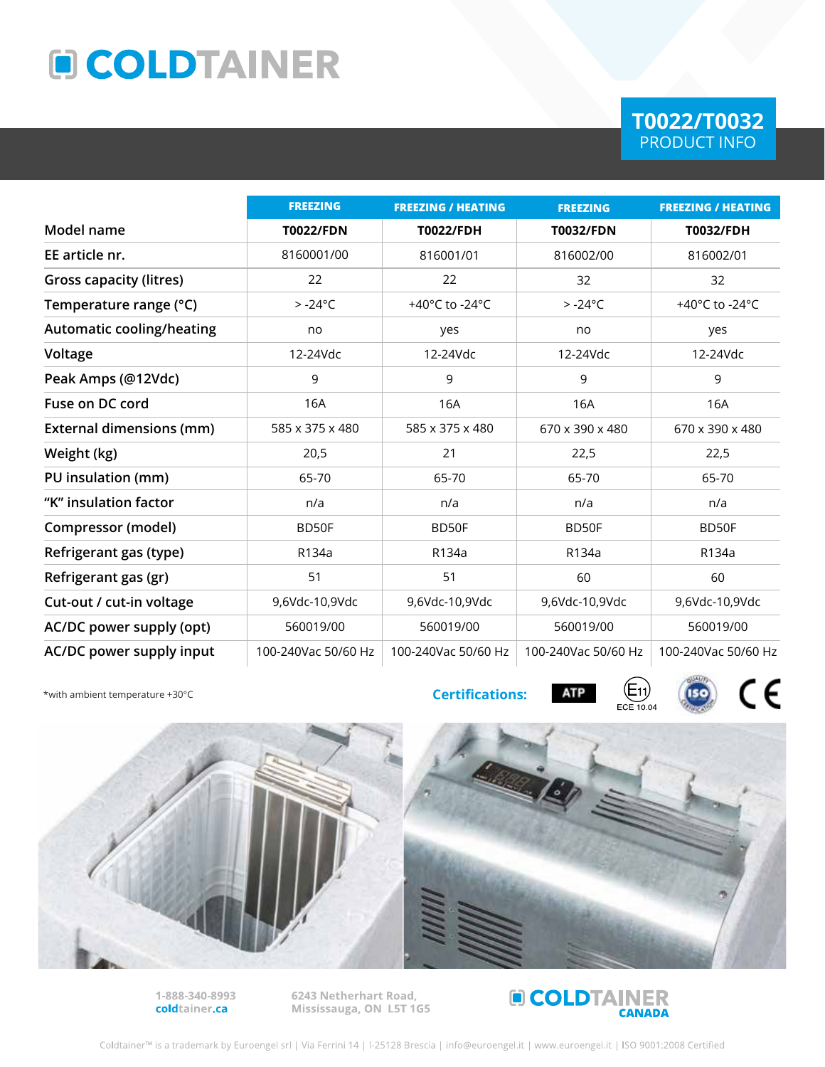# COLDTAINER

## T0022/T0032 PRODUCT INFO

| | FREEZING | FREEZING / HEATING | FREEZING | FREEZING / HEATING |
|---|---|---|---|---|
| Model name | **T0022/FDN** | **T0022/FDH** | **T0032/FDN** | **T0032/FDH** |
| EE article nr. | 8160001/00 | 816001/01 | 816002/00 | 816002/01 |
| Gross capacity (litres) | 22 | 22 | 32 | 32 |
| Temperature range (°C) | > -24°C | +40°C to -24°C | > -24°C | +40°C to -24°C |
| Automatic cooling/heating | no | yes | no | yes |
| Voltage | 12-24Vdc | 12-24Vdc | 12-24Vdc | 12-24Vdc |
| Peak Amps (@12Vdc) | 9 | 9 | 9 | 9 |
| Fuse on DC cord | 16A | 16A | 16A | 16A |
| External dimensions (mm) | 585 x 375 x 480 | 585 x 375 x 480 | 670 x 390 x 480 | 670 x 390 x 480 |
| Weight (kg) | 20,5 | 21 | 22,5 | 22,5 |
| PU insulation (mm) | 65-70 | 65-70 | 65-70 | 65-70 |
| "K" insulation factor | n/a | n/a | n/a | n/a |
| Compressor (model) | BD50F | BD50F | BD50F | BD50F |
| Refrigerant gas (type) | R134a | R134a | R134a | R134a |
| Refrigerant gas (gr) | 51 | 51 | 60 | 60 |
| Cut-out / cut-in voltage | 9,6Vdc-10,9Vdc | 9,6Vdc-10,9Vdc | 9,6Vdc-10,9Vdc | 9,6Vdc-10,9Vdc |
| AC/DC power supply (opt) | 560019/00 | 560019/00 | 560019/00 | 560019/00 |
| AC/DC power supply input | 100-240Vac 50/60 Hz | 100-240Vac 50/60 Hz | 100-240Vac 50/60 Hz | 100-240Vac 50/60 Hz |

*with ambient temperature +30°C

**Certifications:** ATP, E11 ECE 10.04, ISO, CE

1-888-340-8993
coldtainer.ca

6243 Netherhart Road,
Mississauga, ON L5T 1G5

COLDTAINER CANADA

Coldtainer™ is a trademark by Euroengel srl | Via Ferrini 14 | I-25128 Brescia | info@euroengel.it | www.euroengel.it | ISO 9001:2008 Certified